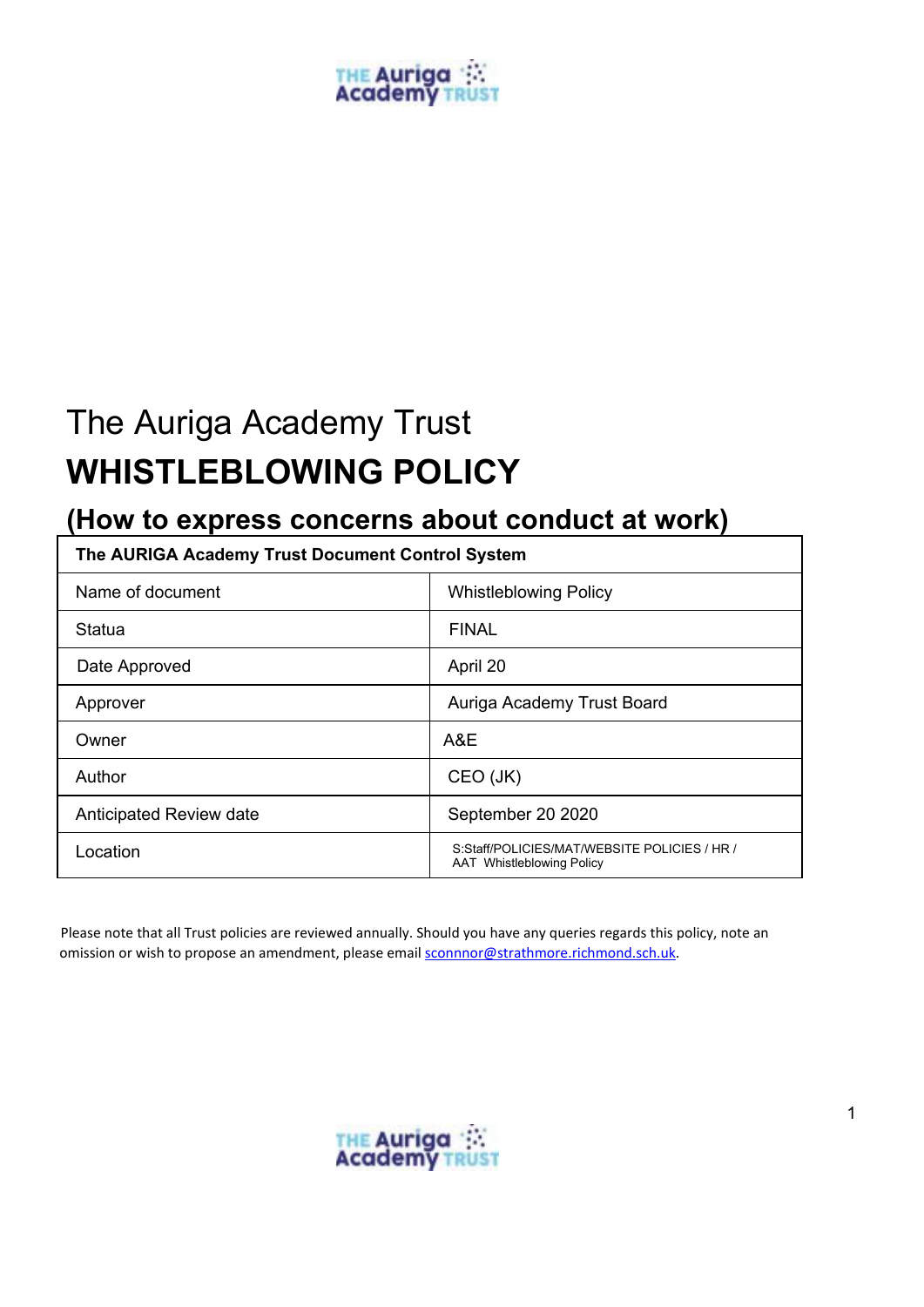The Auriga Academy Trust

# WHISTLEBLOWING POLICY

## (How to express concerns about conduct at work)

| The AURIGA Academy Trust Document Control System | |
|---|---|
| Name of document | Whistleblowing Policy |
| Statua | FINAL |
| Date Approved | April 20 |
| Approver | Auriga Academy Trust Board |
| Owner | A&E |
| Author | CEO (JK) |
| Anticipated Review date | September 20 2020 |
| Location | S:Staff/POLICIES/MAT/WEBSITE POLICIES / HR / AAT Whistleblowing Policy |

Please note that all Trust policies are reviewed annually. Should you have any queries regards this policy, note an omission or wish to propose an amendment, please email sconnnor@strathmore.richmond.sch.uk.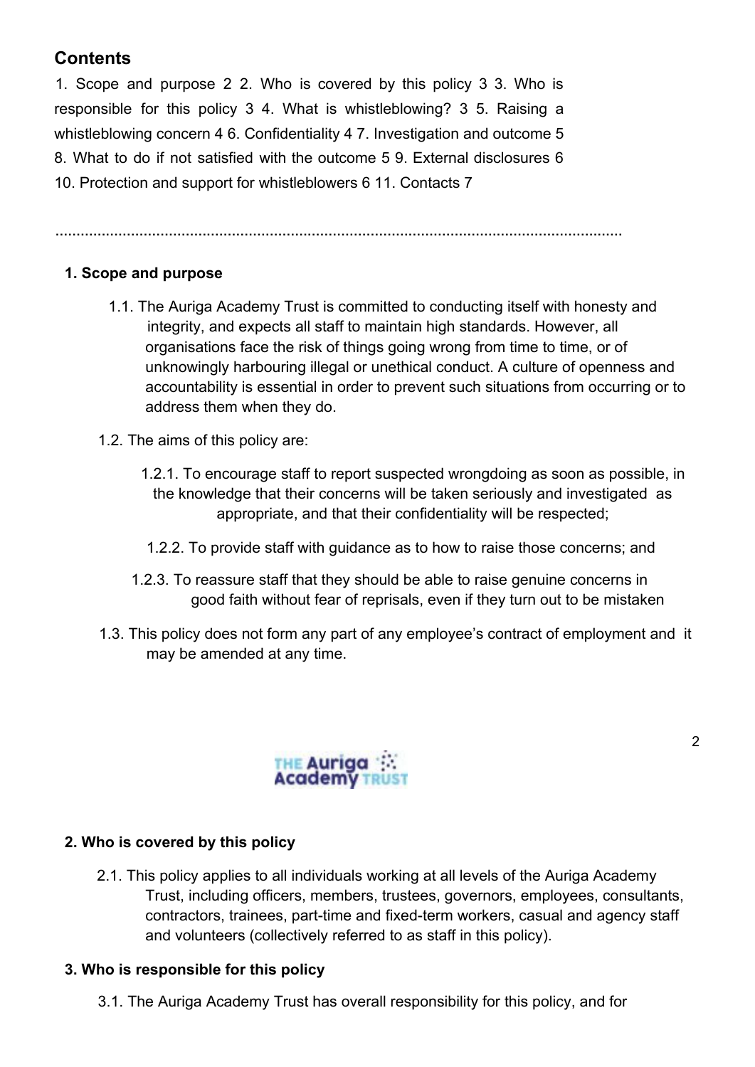## Contents

1. Scope and purpose 2 2. Who is covered by this policy 3 3. Who is responsible for this policy 3 4. What is whistleblowing? 3 5. Raising a whistleblowing concern 4 6. Confidentiality 4 7. Investigation and outcome 5 8. What to do if not satisfied with the outcome 5 9. External disclosures 6 10. Protection and support for whistleblowers 6 11. Contacts 7

.......................................................................................................................................

### 1. Scope and purpose

1.1. The Auriga Academy Trust is committed to conducting itself with honesty and integrity, and expects all staff to maintain high standards. However, all organisations face the risk of things going wrong from time to time, or of unknowingly harbouring illegal or unethical conduct. A culture of openness and accountability is essential in order to prevent such situations from occurring or to address them when they do.

1.2. The aims of this policy are:

1.2.1. To encourage staff to report suspected wrongdoing as soon as possible, in the knowledge that their concerns will be taken seriously and investigated as appropriate, and that their confidentiality will be respected;

1.2.2. To provide staff with guidance as to how to raise those concerns; and

1.2.3. To reassure staff that they should be able to raise genuine concerns in good faith without fear of reprisals, even if they turn out to be mistaken

1.3. This policy does not form any part of any employee's contract of employment and it may be amended at any time.

### 2. Who is covered by this policy

2.1. This policy applies to all individuals working at all levels of the Auriga Academy Trust, including officers, members, trustees, governors, employees, consultants, contractors, trainees, part-time and fixed-term workers, casual and agency staff and volunteers (collectively referred to as staff in this policy).

### 3. Who is responsible for this policy

3.1. The Auriga Academy Trust has overall responsibility for this policy, and for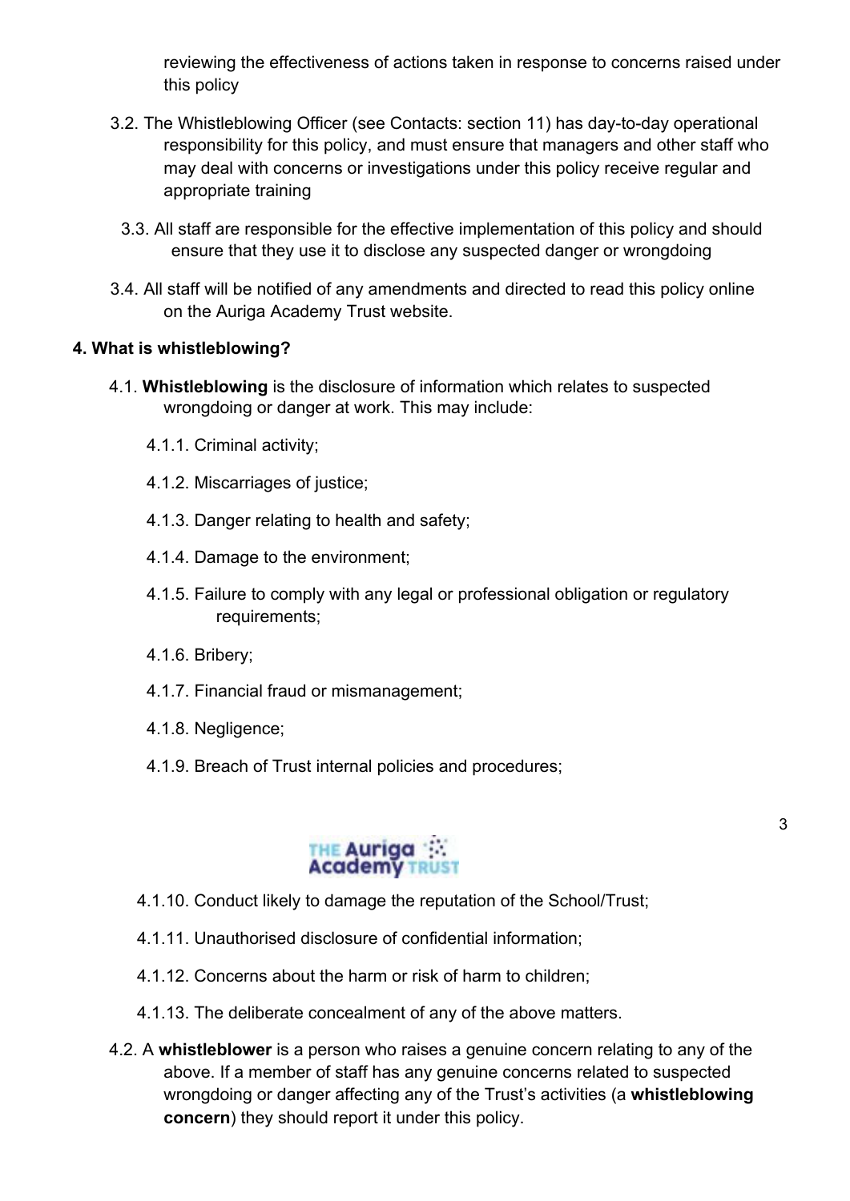reviewing the effectiveness of actions taken in response to concerns raised under this policy

3.2. The Whistleblowing Officer (see Contacts: section 11) has day-to-day operational responsibility for this policy, and must ensure that managers and other staff who may deal with concerns or investigations under this policy receive regular and appropriate training

3.3. All staff are responsible for the effective implementation of this policy and should ensure that they use it to disclose any suspected danger or wrongdoing

3.4. All staff will be notified of any amendments and directed to read this policy online on the Auriga Academy Trust website.

## 4. What is whistleblowing?

4.1. **Whistleblowing** is the disclosure of information which relates to suspected wrongdoing or danger at work. This may include:

4.1.1. Criminal activity;

4.1.2. Miscarriages of justice;

4.1.3. Danger relating to health and safety;

4.1.4. Damage to the environment;

4.1.5. Failure to comply with any legal or professional obligation or regulatory requirements;

4.1.6. Bribery;

4.1.7. Financial fraud or mismanagement;

4.1.8. Negligence;

4.1.9. Breach of Trust internal policies and procedures;

4.1.10. Conduct likely to damage the reputation of the School/Trust;

4.1.11. Unauthorised disclosure of confidential information;

4.1.12. Concerns about the harm or risk of harm to children;

4.1.13. The deliberate concealment of any of the above matters.

4.2. A **whistleblower** is a person who raises a genuine concern relating to any of the above. If a member of staff has any genuine concerns related to suspected wrongdoing or danger affecting any of the Trust's activities (a **whistleblowing concern**) they should report it under this policy.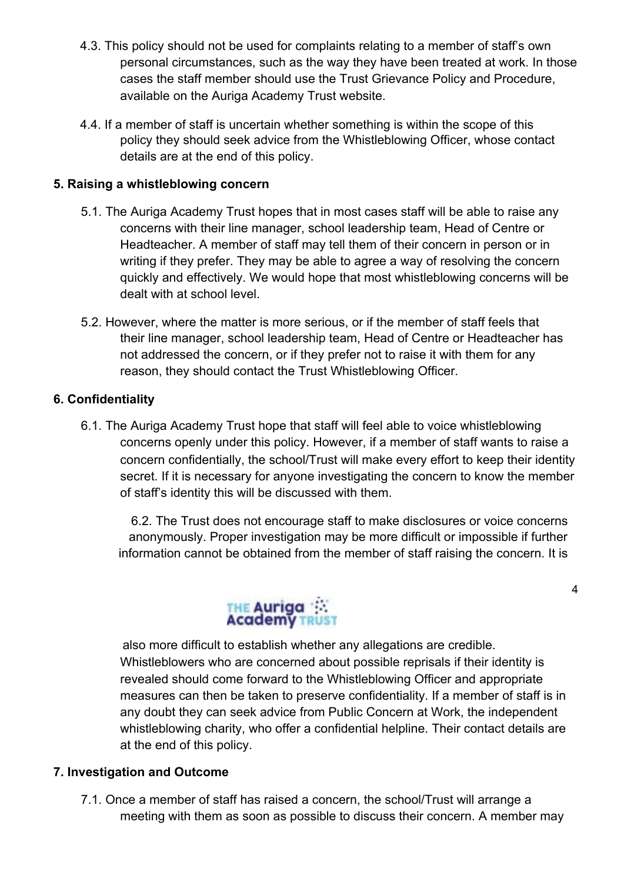4.3. This policy should not be used for complaints relating to a member of staff's own personal circumstances, such as the way they have been treated at work. In those cases the staff member should use the Trust Grievance Policy and Procedure, available on the Auriga Academy Trust website.

4.4. If a member of staff is uncertain whether something is within the scope of this policy they should seek advice from the Whistleblowing Officer, whose contact details are at the end of this policy.

### 5. Raising a whistleblowing concern

5.1. The Auriga Academy Trust hopes that in most cases staff will be able to raise any concerns with their line manager, school leadership team, Head of Centre or Headteacher. A member of staff may tell them of their concern in person or in writing if they prefer. They may be able to agree a way of resolving the concern quickly and effectively. We would hope that most whistleblowing concerns will be dealt with at school level.

5.2. However, where the matter is more serious, or if the member of staff feels that their line manager, school leadership team, Head of Centre or Headteacher has not addressed the concern, or if they prefer not to raise it with them for any reason, they should contact the Trust Whistleblowing Officer.

### 6. Confidentiality

6.1. The Auriga Academy Trust hope that staff will feel able to voice whistleblowing concerns openly under this policy. However, if a member of staff wants to raise a concern confidentially, the school/Trust will make every effort to keep their identity secret. If it is necessary for anyone investigating the concern to know the member of staff's identity this will be discussed with them.

6.2. The Trust does not encourage staff to make disclosures or voice concerns anonymously. Proper investigation may be more difficult or impossible if further information cannot be obtained from the member of staff raising the concern. It is also more difficult to establish whether any allegations are credible. Whistleblowers who are concerned about possible reprisals if their identity is revealed should come forward to the Whistleblowing Officer and appropriate measures can then be taken to preserve confidentiality. If a member of staff is in any doubt they can seek advice from Public Concern at Work, the independent whistleblowing charity, who offer a confidential helpline. Their contact details are at the end of this policy.

### 7. Investigation and Outcome

7.1. Once a member of staff has raised a concern, the school/Trust will arrange a meeting with them as soon as possible to discuss their concern. A member may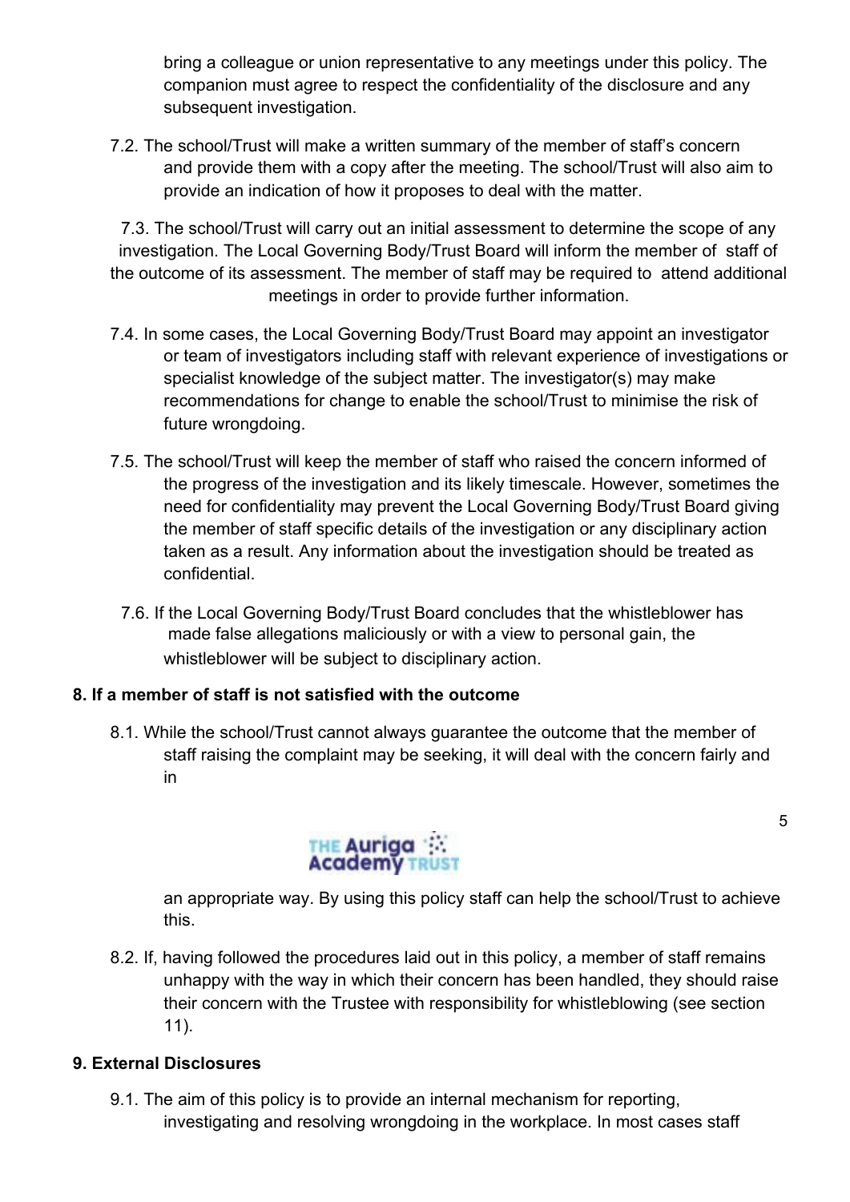bring a colleague or union representative to any meetings under this policy. The companion must agree to respect the confidentiality of the disclosure and any subsequent investigation.

7.2. The school/Trust will make a written summary of the member of staff's concern and provide them with a copy after the meeting. The school/Trust will also aim to provide an indication of how it proposes to deal with the matter.

7.3. The school/Trust will carry out an initial assessment to determine the scope of any investigation. The Local Governing Body/Trust Board will inform the member of staff of the outcome of its assessment. The member of staff may be required to attend additional meetings in order to provide further information.

7.4. In some cases, the Local Governing Body/Trust Board may appoint an investigator or team of investigators including staff with relevant experience of investigations or specialist knowledge of the subject matter. The investigator(s) may make recommendations for change to enable the school/Trust to minimise the risk of future wrongdoing.

7.5. The school/Trust will keep the member of staff who raised the concern informed of the progress of the investigation and its likely timescale. However, sometimes the need for confidentiality may prevent the Local Governing Body/Trust Board giving the member of staff specific details of the investigation or any disciplinary action taken as a result. Any information about the investigation should be treated as confidential.

7.6. If the Local Governing Body/Trust Board concludes that the whistleblower has made false allegations maliciously or with a view to personal gain, the whistleblower will be subject to disciplinary action.

**8. If a member of staff is not satisfied with the outcome**

8.1. While the school/Trust cannot always guarantee the outcome that the member of staff raising the complaint may be seeking, it will deal with the concern fairly and in an appropriate way. By using this policy staff can help the school/Trust to achieve this.

8.2. If, having followed the procedures laid out in this policy, a member of staff remains unhappy with the way in which their concern has been handled, they should raise their concern with the Trustee with responsibility for whistleblowing (see section 11).

**9. External Disclosures**

9.1. The aim of this policy is to provide an internal mechanism for reporting, investigating and resolving wrongdoing in the workplace. In most cases staff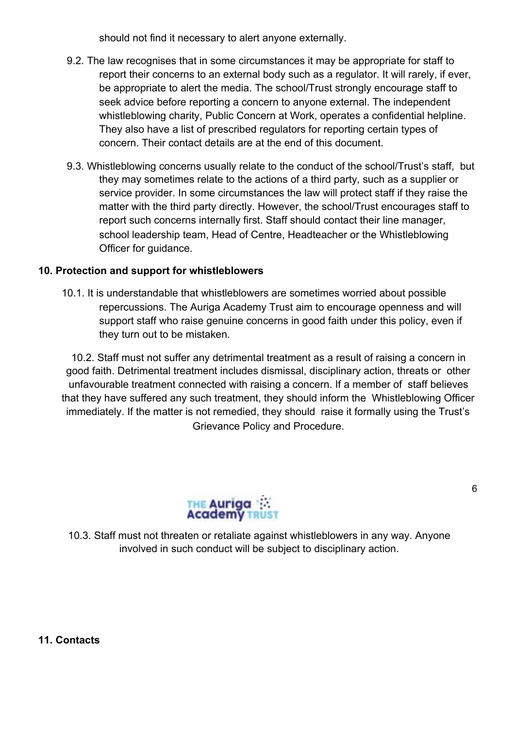should not find it necessary to alert anyone externally.

9.2. The law recognises that in some circumstances it may be appropriate for staff to report their concerns to an external body such as a regulator. It will rarely, if ever, be appropriate to alert the media. The school/Trust strongly encourage staff to seek advice before reporting a concern to anyone external. The independent whistleblowing charity, Public Concern at Work, operates a confidential helpline. They also have a list of prescribed regulators for reporting certain types of concern. Their contact details are at the end of this document.

9.3. Whistleblowing concerns usually relate to the conduct of the school/Trust's staff, but they may sometimes relate to the actions of a third party, such as a supplier or service provider. In some circumstances the law will protect staff if they raise the matter with the third party directly. However, the school/Trust encourages staff to report such concerns internally first. Staff should contact their line manager, school leadership team, Head of Centre, Headteacher or the Whistleblowing Officer for guidance.

**10. Protection and support for whistleblowers**

10.1. It is understandable that whistleblowers are sometimes worried about possible repercussions. The Auriga Academy Trust aim to encourage openness and will support staff who raise genuine concerns in good faith under this policy, even if they turn out to be mistaken.

10.2. Staff must not suffer any detrimental treatment as a result of raising a concern in good faith. Detrimental treatment includes dismissal, disciplinary action, threats or other unfavourable treatment connected with raising a concern. If a member of staff believes that they have suffered any such treatment, they should inform the Whistleblowing Officer immediately. If the matter is not remedied, they should raise it formally using the Trust's Grievance Policy and Procedure.

10.3. Staff must not threaten or retaliate against whistleblowers in any way. Anyone involved in such conduct will be subject to disciplinary action.

**11. Contacts**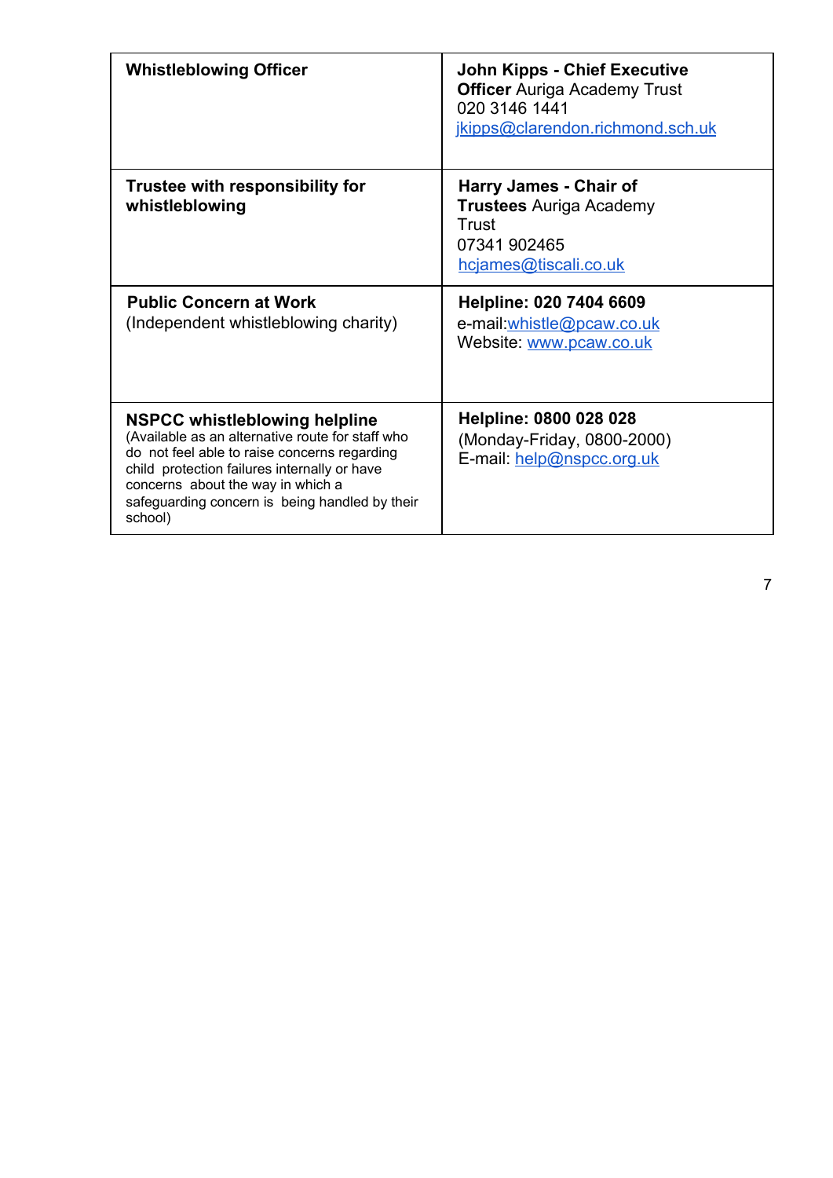| | |
|---|---|
| **Whistleblowing Officer** | **John Kipps - Chief Executive Officer** Auriga Academy Trust<br>020 3146 1441<br>jkipps@clarendon.richmond.sch.uk |
| **Trustee with responsibility for whistleblowing** | **Harry James - Chair of Trustees** Auriga Academy Trust<br>07341 902465<br>hcjames@tiscali.co.uk |
| **Public Concern at Work**<br>(Independent whistleblowing charity) | **Helpline: 020 7404 6609**<br>e-mail:whistle@pcaw.co.uk<br>Website: www.pcaw.co.uk |
| **NSPCC whistleblowing helpline**<br>(Available as an alternative route for staff who do not feel able to raise concerns regarding child protection failures internally or have concerns about the way in which a safeguarding concern is being handled by their school) | **Helpline: 0800 028 028**<br>(Monday-Friday, 0800-2000)<br>E-mail: help@nspcc.org.uk |